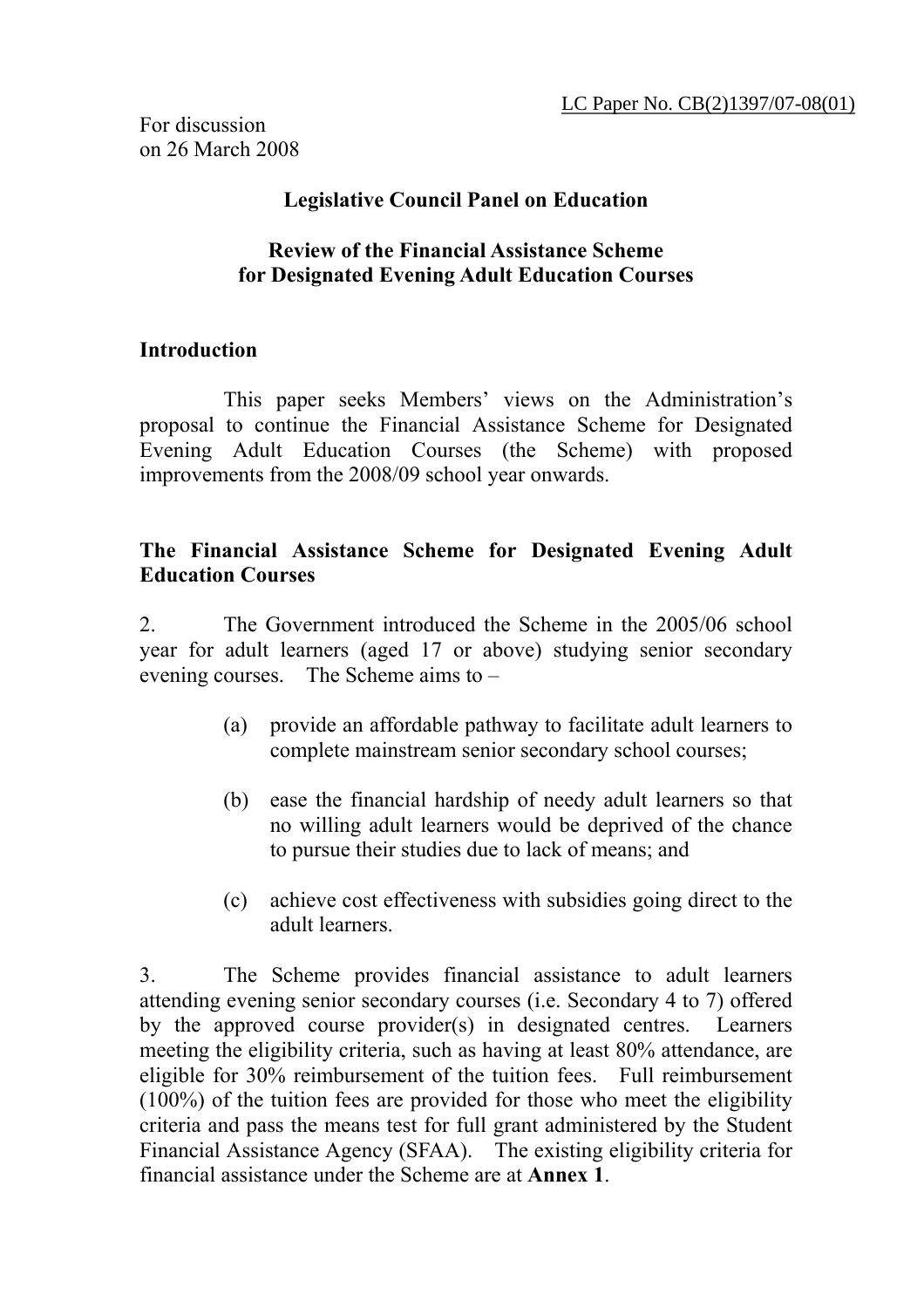LC Paper No. CB(2)1397/07-08(01)

For discussion
on 26 March 2008

**Legislative Council Panel on Education**

**Review of the Financial Assistance Scheme for Designated Evening Adult Education Courses**

## Introduction

This paper seeks Members' views on the Administration's proposal to continue the Financial Assistance Scheme for Designated Evening Adult Education Courses (the Scheme) with proposed improvements from the 2008/09 school year onwards.

## The Financial Assistance Scheme for Designated Evening Adult Education Courses

2. The Government introduced the Scheme in the 2005/06 school year for adult learners (aged 17 or above) studying senior secondary evening courses. The Scheme aims to –

(a) provide an affordable pathway to facilitate adult learners to complete mainstream senior secondary school courses;

(b) ease the financial hardship of needy adult learners so that no willing adult learners would be deprived of the chance to pursue their studies due to lack of means; and

(c) achieve cost effectiveness with subsidies going direct to the adult learners.

3. The Scheme provides financial assistance to adult learners attending evening senior secondary courses (i.e. Secondary 4 to 7) offered by the approved course provider(s) in designated centres. Learners meeting the eligibility criteria, such as having at least 80% attendance, are eligible for 30% reimbursement of the tuition fees. Full reimbursement (100%) of the tuition fees are provided for those who meet the eligibility criteria and pass the means test for full grant administered by the Student Financial Assistance Agency (SFAA). The existing eligibility criteria for financial assistance under the Scheme are at **Annex 1**.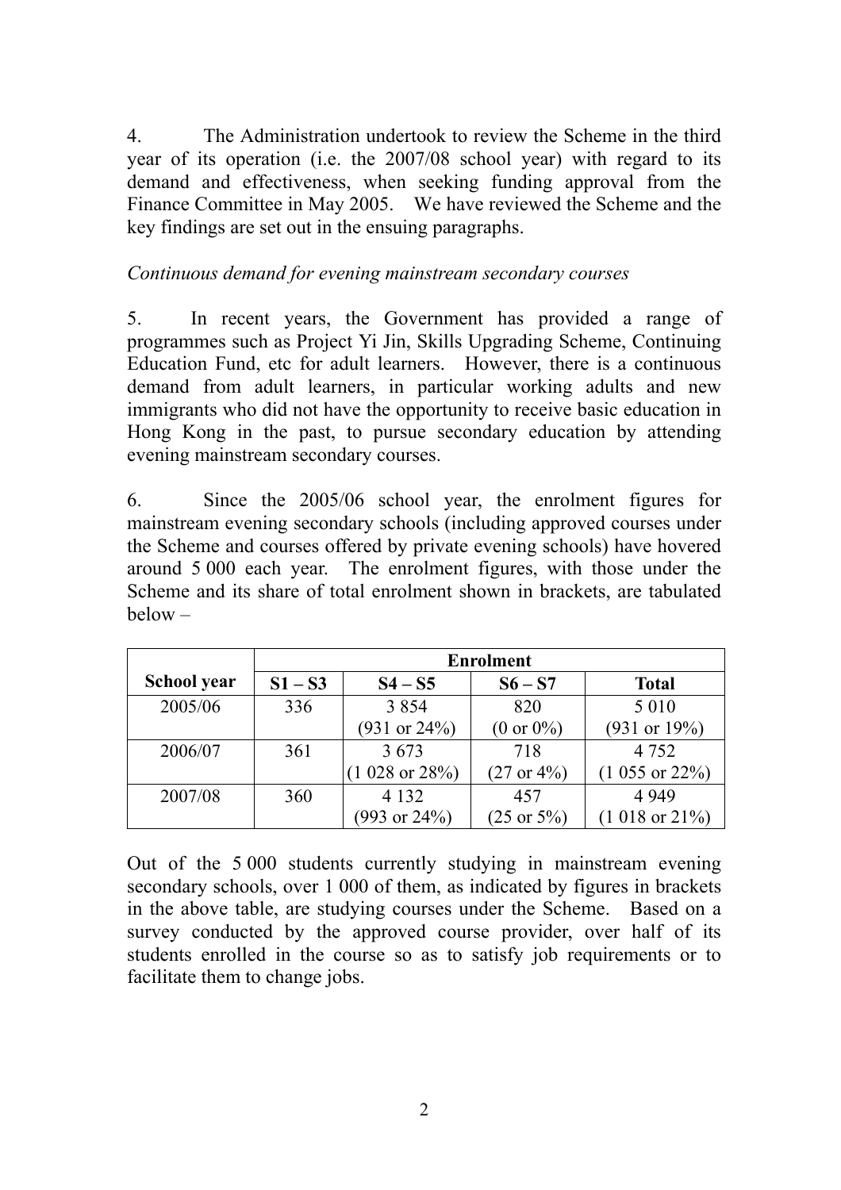4. The Administration undertook to review the Scheme in the third year of its operation (i.e. the 2007/08 school year) with regard to its demand and effectiveness, when seeking funding approval from the Finance Committee in May 2005. We have reviewed the Scheme and the key findings are set out in the ensuing paragraphs.

*Continuous demand for evening mainstream secondary courses*

5. In recent years, the Government has provided a range of programmes such as Project Yi Jin, Skills Upgrading Scheme, Continuing Education Fund, etc for adult learners. However, there is a continuous demand from adult learners, in particular working adults and new immigrants who did not have the opportunity to receive basic education in Hong Kong in the past, to pursue secondary education by attending evening mainstream secondary courses.

6. Since the 2005/06 school year, the enrolment figures for mainstream evening secondary schools (including approved courses under the Scheme and courses offered by private evening schools) have hovered around 5 000 each year. The enrolment figures, with those under the Scheme and its share of total enrolment shown in brackets, are tabulated below –

| | **Enrolment** | | | |
|---|---|---|---|---|
| **School year** | **S1 – S3** | **S4 – S5** | **S6 – S7** | **Total** |
| 2005/06 | 336 | 3 854<br>(931 or 24%) | 820<br>(0 or 0%) | 5 010<br>(931 or 19%) |
| 2006/07 | 361 | 3 673<br>(1 028 or 28%) | 718<br>(27 or 4%) | 4 752<br>(1 055 or 22%) |
| 2007/08 | 360 | 4 132<br>(993 or 24%) | 457<br>(25 or 5%) | 4 949<br>(1 018 or 21%) |

Out of the 5 000 students currently studying in mainstream evening secondary schools, over 1 000 of them, as indicated by figures in brackets in the above table, are studying courses under the Scheme. Based on a survey conducted by the approved course provider, over half of its students enrolled in the course so as to satisfy job requirements or to facilitate them to change jobs.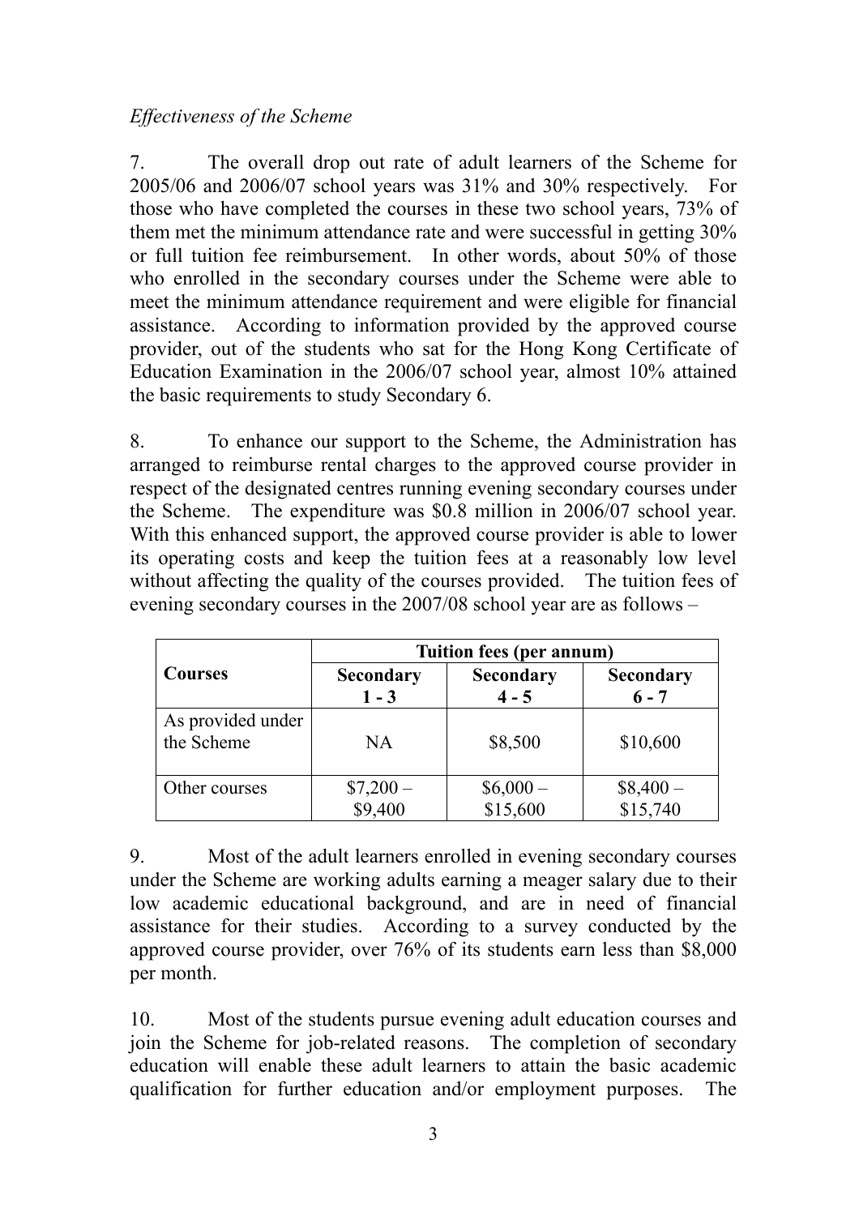*Effectiveness of the Scheme*

7. The overall drop out rate of adult learners of the Scheme for 2005/06 and 2006/07 school years was 31% and 30% respectively. For those who have completed the courses in these two school years, 73% of them met the minimum attendance rate and were successful in getting 30% or full tuition fee reimbursement. In other words, about 50% of those who enrolled in the secondary courses under the Scheme were able to meet the minimum attendance requirement and were eligible for financial assistance. According to information provided by the approved course provider, out of the students who sat for the Hong Kong Certificate of Education Examination in the 2006/07 school year, almost 10% attained the basic requirements to study Secondary 6.

8. To enhance our support to the Scheme, the Administration has arranged to reimburse rental charges to the approved course provider in respect of the designated centres running evening secondary courses under the Scheme. The expenditure was $0.8 million in 2006/07 school year. With this enhanced support, the approved course provider is able to lower its operating costs and keep the tuition fees at a reasonably low level without affecting the quality of the courses provided. The tuition fees of evening secondary courses in the 2007/08 school year are as follows –

| Courses | Tuition fees (per annum) | | |
|---|---|---|---|
| | Secondary 1 - 3 | Secondary 4 - 5 | Secondary 6 - 7 |
| As provided under the Scheme | NA | $8,500 | $10,600 |
| Other courses | $7,200 – $9,400 | $6,000 – $15,600 | $8,400 – $15,740 |

9. Most of the adult learners enrolled in evening secondary courses under the Scheme are working adults earning a meager salary due to their low academic educational background, and are in need of financial assistance for their studies. According to a survey conducted by the approved course provider, over 76% of its students earn less than $8,000 per month.

10. Most of the students pursue evening adult education courses and join the Scheme for job-related reasons. The completion of secondary education will enable these adult learners to attain the basic academic qualification for further education and/or employment purposes. The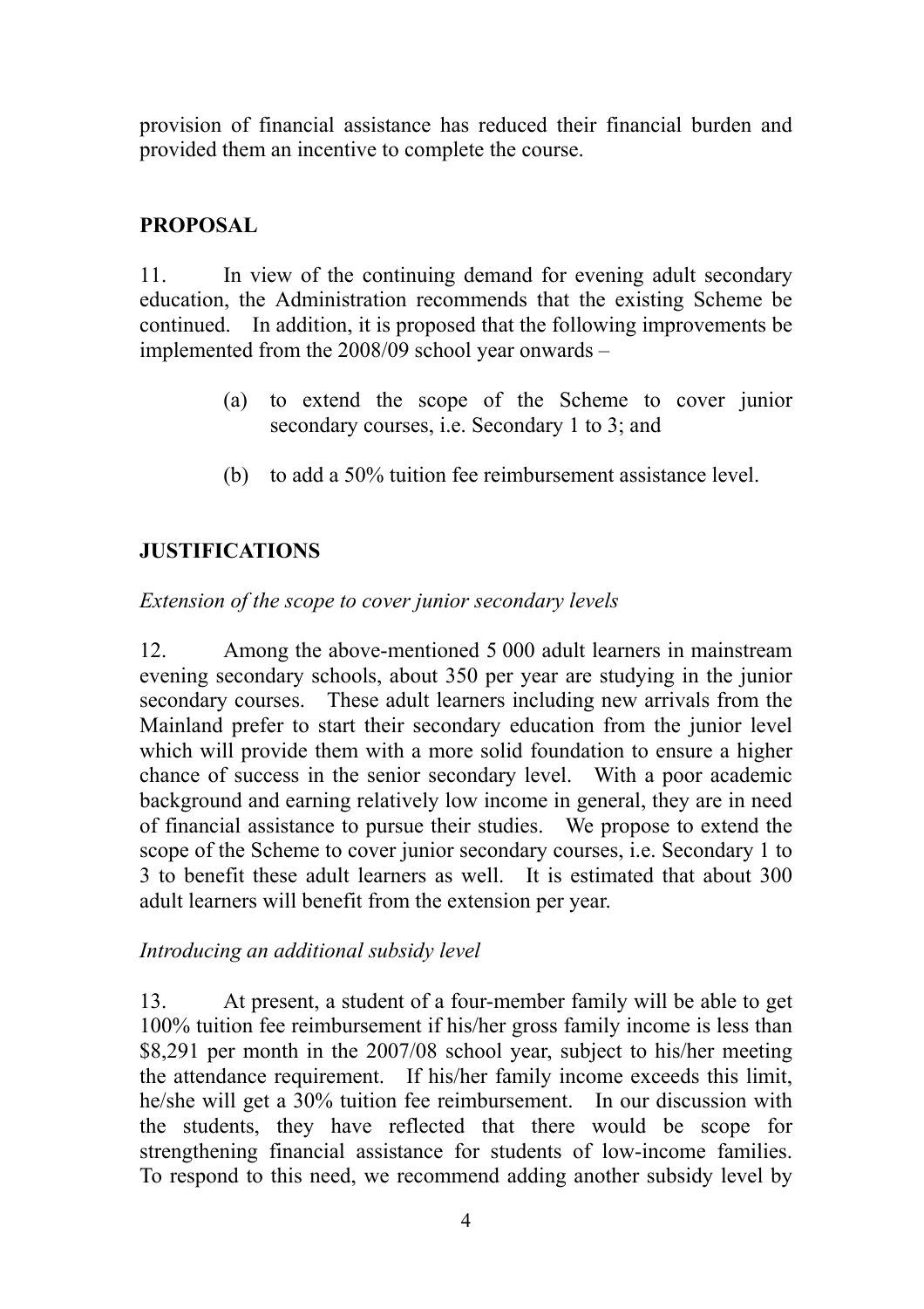provision of financial assistance has reduced their financial burden and provided them an incentive to complete the course.

## PROPOSAL

11. In view of the continuing demand for evening adult secondary education, the Administration recommends that the existing Scheme be continued. In addition, it is proposed that the following improvements be implemented from the 2008/09 school year onwards –

(a) to extend the scope of the Scheme to cover junior secondary courses, i.e. Secondary 1 to 3; and

(b) to add a 50% tuition fee reimbursement assistance level.

## JUSTIFICATIONS

*Extension of the scope to cover junior secondary levels*

12. Among the above-mentioned 5 000 adult learners in mainstream evening secondary schools, about 350 per year are studying in the junior secondary courses. These adult learners including new arrivals from the Mainland prefer to start their secondary education from the junior level which will provide them with a more solid foundation to ensure a higher chance of success in the senior secondary level. With a poor academic background and earning relatively low income in general, they are in need of financial assistance to pursue their studies. We propose to extend the scope of the Scheme to cover junior secondary courses, i.e. Secondary 1 to 3 to benefit these adult learners as well. It is estimated that about 300 adult learners will benefit from the extension per year.

*Introducing an additional subsidy level*

13. At present, a student of a four-member family will be able to get 100% tuition fee reimbursement if his/her gross family income is less than $8,291 per month in the 2007/08 school year, subject to his/her meeting the attendance requirement. If his/her family income exceeds this limit, he/she will get a 30% tuition fee reimbursement. In our discussion with the students, they have reflected that there would be scope for strengthening financial assistance for students of low-income families. To respond to this need, we recommend adding another subsidy level by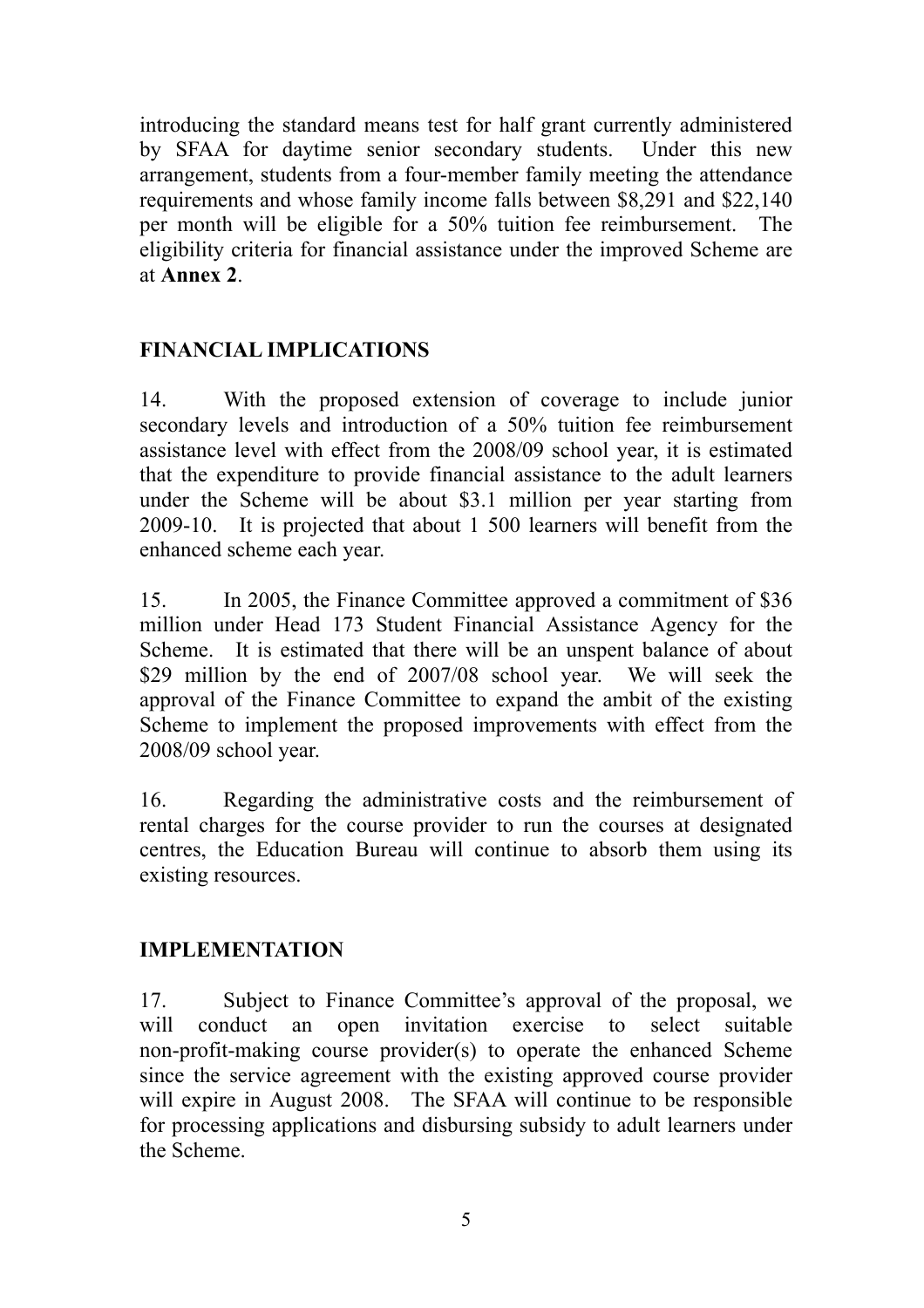introducing the standard means test for half grant currently administered by SFAA for daytime senior secondary students. Under this new arrangement, students from a four-member family meeting the attendance requirements and whose family income falls between $8,291 and $22,140 per month will be eligible for a 50% tuition fee reimbursement. The eligibility criteria for financial assistance under the improved Scheme are at **Annex 2**.

## FINANCIAL IMPLICATIONS

14. With the proposed extension of coverage to include junior secondary levels and introduction of a 50% tuition fee reimbursement assistance level with effect from the 2008/09 school year, it is estimated that the expenditure to provide financial assistance to the adult learners under the Scheme will be about $3.1 million per year starting from 2009-10. It is projected that about 1 500 learners will benefit from the enhanced scheme each year.

15. In 2005, the Finance Committee approved a commitment of $36 million under Head 173 Student Financial Assistance Agency for the Scheme. It is estimated that there will be an unspent balance of about $29 million by the end of 2007/08 school year. We will seek the approval of the Finance Committee to expand the ambit of the existing Scheme to implement the proposed improvements with effect from the 2008/09 school year.

16. Regarding the administrative costs and the reimbursement of rental charges for the course provider to run the courses at designated centres, the Education Bureau will continue to absorb them using its existing resources.

## IMPLEMENTATION

17. Subject to Finance Committee's approval of the proposal, we will conduct an open invitation exercise to select suitable non-profit-making course provider(s) to operate the enhanced Scheme since the service agreement with the existing approved course provider will expire in August 2008. The SFAA will continue to be responsible for processing applications and disbursing subsidy to adult learners under the Scheme.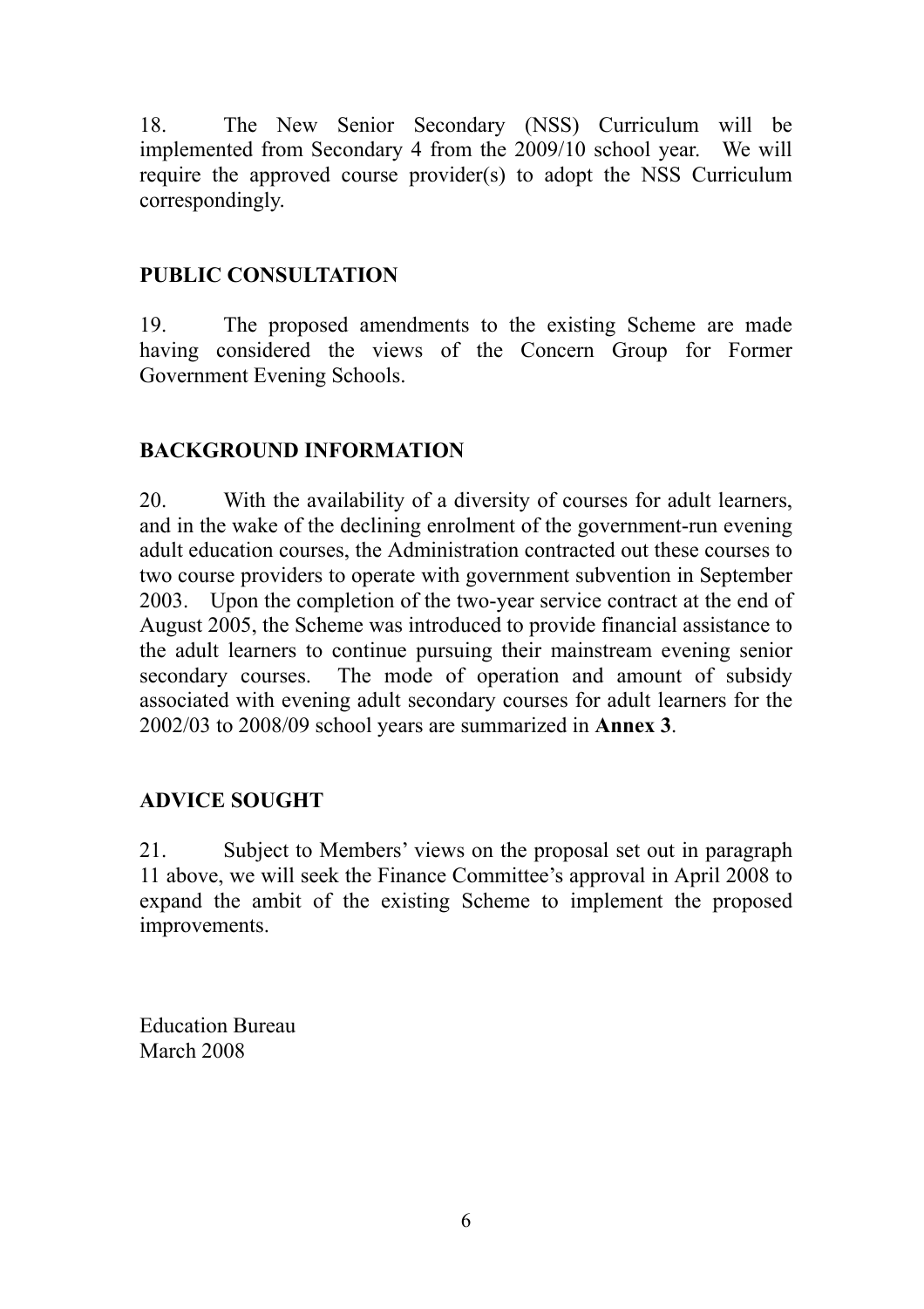18. The New Senior Secondary (NSS) Curriculum will be implemented from Secondary 4 from the 2009/10 school year. We will require the approved course provider(s) to adopt the NSS Curriculum correspondingly.

## PUBLIC CONSULTATION

19. The proposed amendments to the existing Scheme are made having considered the views of the Concern Group for Former Government Evening Schools.

## BACKGROUND INFORMATION

20. With the availability of a diversity of courses for adult learners, and in the wake of the declining enrolment of the government-run evening adult education courses, the Administration contracted out these courses to two course providers to operate with government subvention in September 2003. Upon the completion of the two-year service contract at the end of August 2005, the Scheme was introduced to provide financial assistance to the adult learners to continue pursuing their mainstream evening senior secondary courses. The mode of operation and amount of subsidy associated with evening adult secondary courses for adult learners for the 2002/03 to 2008/09 school years are summarized in **Annex 3**.

## ADVICE SOUGHT

21. Subject to Members' views on the proposal set out in paragraph 11 above, we will seek the Finance Committee's approval in April 2008 to expand the ambit of the existing Scheme to implement the proposed improvements.

Education Bureau
March 2008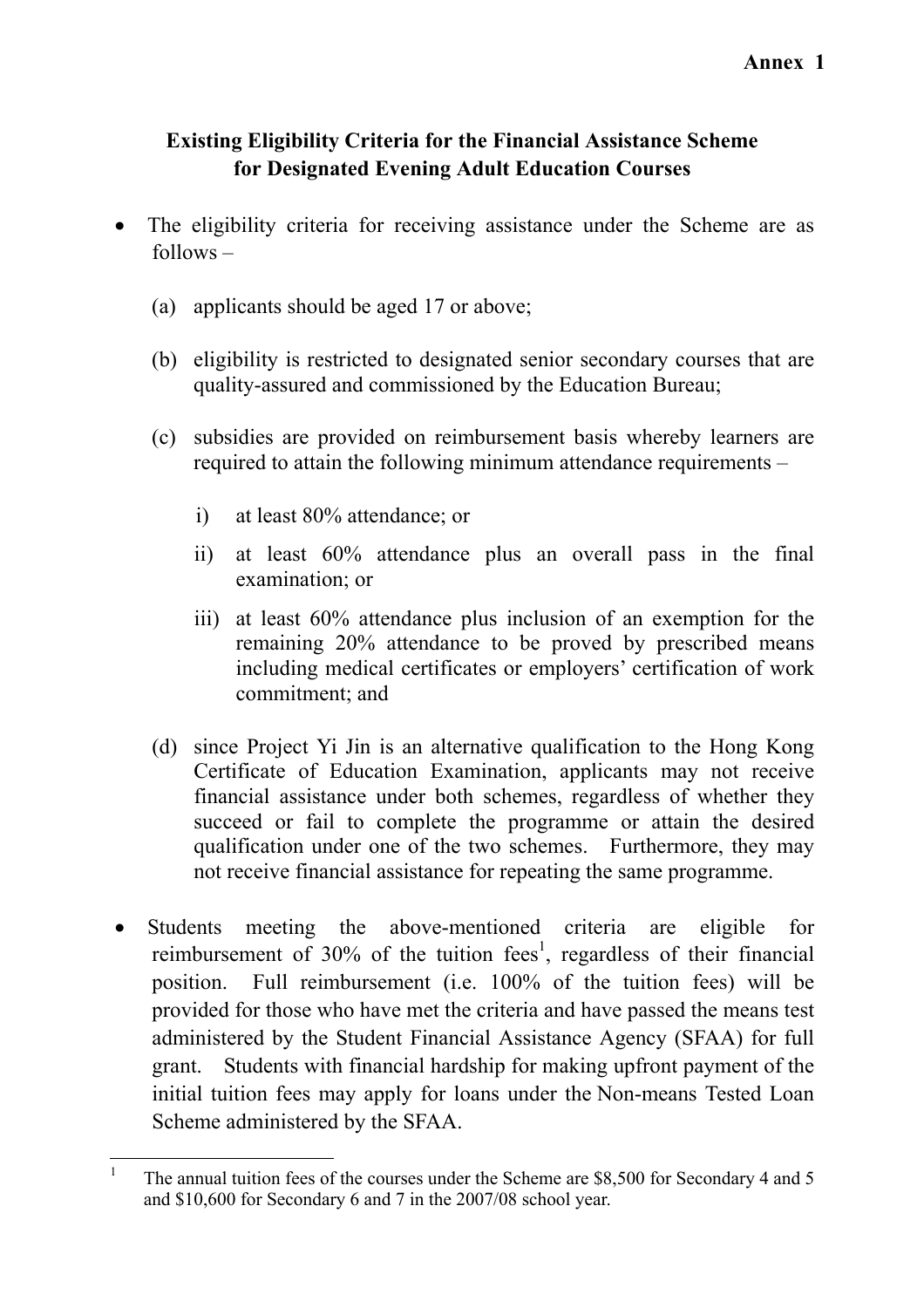**Annex 1**

## Existing Eligibility Criteria for the Financial Assistance Scheme for Designated Evening Adult Education Courses

- The eligibility criteria for receiving assistance under the Scheme are as follows –

  (a) applicants should be aged 17 or above;

  (b) eligibility is restricted to designated senior secondary courses that are quality-assured and commissioned by the Education Bureau;

  (c) subsidies are provided on reimbursement basis whereby learners are required to attain the following minimum attendance requirements –

    i) at least 80% attendance; or

    ii) at least 60% attendance plus an overall pass in the final examination; or

    iii) at least 60% attendance plus inclusion of an exemption for the remaining 20% attendance to be proved by prescribed means including medical certificates or employers' certification of work commitment; and

  (d) since Project Yi Jin is an alternative qualification to the Hong Kong Certificate of Education Examination, applicants may not receive financial assistance under both schemes, regardless of whether they succeed or fail to complete the programme or attain the desired qualification under one of the two schemes. Furthermore, they may not receive financial assistance for repeating the same programme.

- Students meeting the above-mentioned criteria are eligible for reimbursement of 30% of the tuition fees[1], regardless of their financial position. Full reimbursement (i.e. 100% of the tuition fees) will be provided for those who have met the criteria and have passed the means test administered by the Student Financial Assistance Agency (SFAA) for full grant. Students with financial hardship for making upfront payment of the initial tuition fees may apply for loans under the Non-means Tested Loan Scheme administered by the SFAA.

---

[1] The annual tuition fees of the courses under the Scheme are $8,500 for Secondary 4 and 5 and $10,600 for Secondary 6 and 7 in the 2007/08 school year.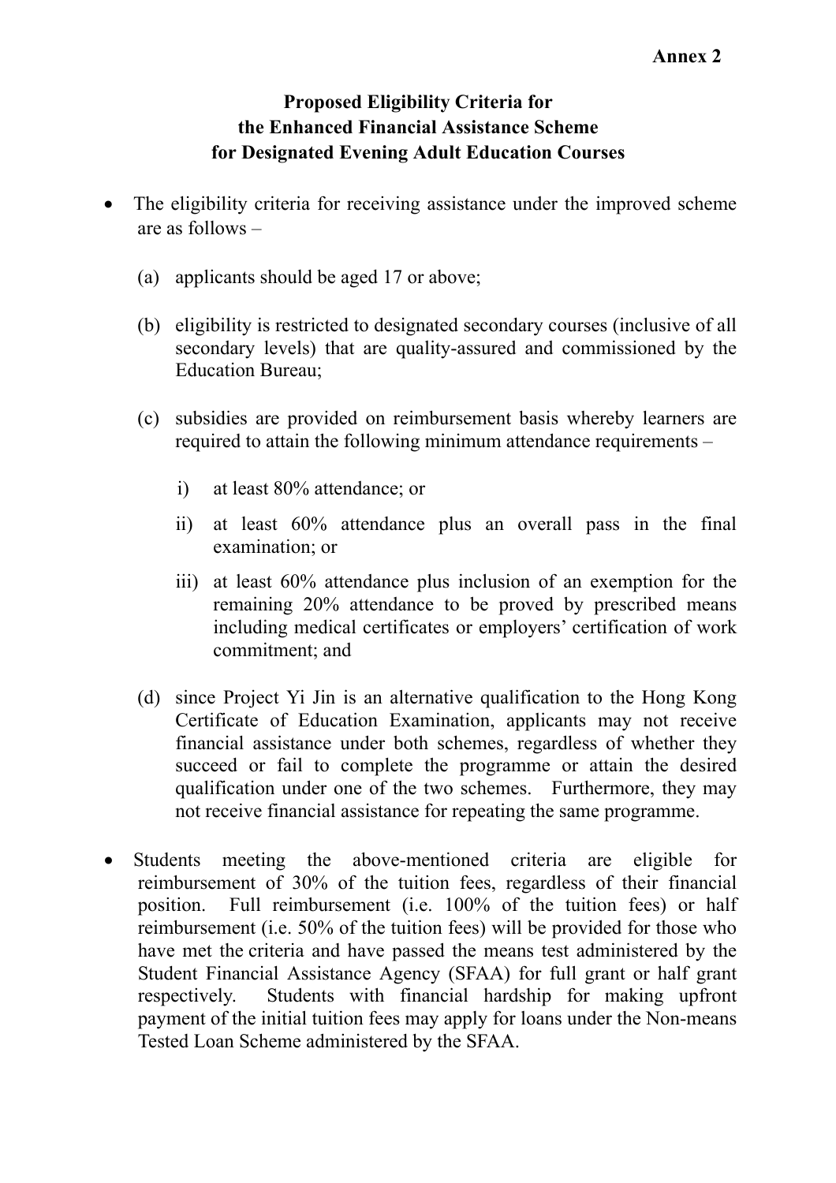**Annex 2**

# Proposed Eligibility Criteria for the Enhanced Financial Assistance Scheme for Designated Evening Adult Education Courses

- The eligibility criteria for receiving assistance under the improved scheme are as follows –

  (a) applicants should be aged 17 or above;

  (b) eligibility is restricted to designated secondary courses (inclusive of all secondary levels) that are quality-assured and commissioned by the Education Bureau;

  (c) subsidies are provided on reimbursement basis whereby learners are required to attain the following minimum attendance requirements –

    i) at least 80% attendance; or

    ii) at least 60% attendance plus an overall pass in the final examination; or

    iii) at least 60% attendance plus inclusion of an exemption for the remaining 20% attendance to be proved by prescribed means including medical certificates or employers' certification of work commitment; and

  (d) since Project Yi Jin is an alternative qualification to the Hong Kong Certificate of Education Examination, applicants may not receive financial assistance under both schemes, regardless of whether they succeed or fail to complete the programme or attain the desired qualification under one of the two schemes. Furthermore, they may not receive financial assistance for repeating the same programme.

- Students meeting the above-mentioned criteria are eligible for reimbursement of 30% of the tuition fees, regardless of their financial position. Full reimbursement (i.e. 100% of the tuition fees) or half reimbursement (i.e. 50% of the tuition fees) will be provided for those who have met the criteria and have passed the means test administered by the Student Financial Assistance Agency (SFAA) for full grant or half grant respectively. Students with financial hardship for making upfront payment of the initial tuition fees may apply for loans under the Non-means Tested Loan Scheme administered by the SFAA.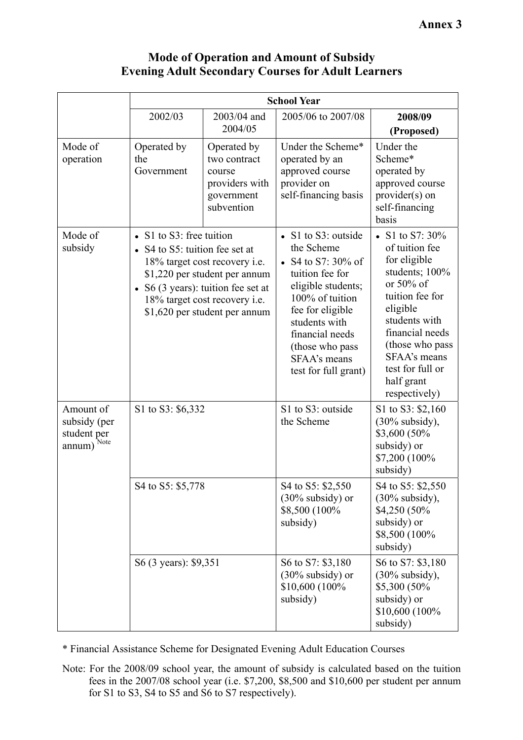**Annex 3**

## Mode of Operation and Amount of Subsidy Evening Adult Secondary Courses for Adult Learners

| | School Year | | | |
|---|---|---|---|---|
| | 2002/03 | 2003/04 and 2004/05 | 2005/06 to 2007/08 | **2008/09 (Proposed)** |
| Mode of operation | Operated by the Government | Operated by two contract course providers with government subvention | Under the Scheme* operated by an approved course provider on self-financing basis | Under the Scheme* operated by approved course provider(s) on self-financing basis |
| Mode of subsidy | • S1 to S3: free tuition<br>• S4 to S5: tuition fee set at 18% target cost recovery i.e. $1,220 per student per annum<br>• S6 (3 years): tuition fee set at 18% target cost recovery i.e. $1,620 per student per annum | | • S1 to S3: outside the Scheme<br>• S4 to S7: 30% of tuition fee for eligible students; 100% of tuition fee for eligible students with financial needs (those who pass SFAA's means test for full grant) | • S1 to S7: 30% of tuition fee for eligible students; 100% or 50% of tuition fee for eligible students with financial needs (those who pass SFAA's means test for full or half grant respectively) |
| Amount of subsidy (per student per annum) [Note] | S1 to S3: $6,332 | | S1 to S3: outside the Scheme | S1 to S3: $2,160 (30% subsidy), $3,600 (50% subsidy) or $7,200 (100% subsidy) |
| | S4 to S5: $5,778 | | S4 to S5: $2,550 (30% subsidy) or $8,500 (100% subsidy) | S4 to S5: $2,550 (30% subsidy), $4,250 (50% subsidy) or $8,500 (100% subsidy) |
| | S6 (3 years): $9,351 | | S6 to S7: $3,180 (30% subsidy) or $10,600 (100% subsidy) | S6 to S7: $3,180 (30% subsidy), $5,300 (50% subsidy) or $10,600 (100% subsidy) |

\* Financial Assistance Scheme for Designated Evening Adult Education Courses

Note: For the 2008/09 school year, the amount of subsidy is calculated based on the tuition fees in the 2007/08 school year (i.e. $7,200, $8,500 and $10,600 per student per annum for S1 to S3, S4 to S5 and S6 to S7 respectively).